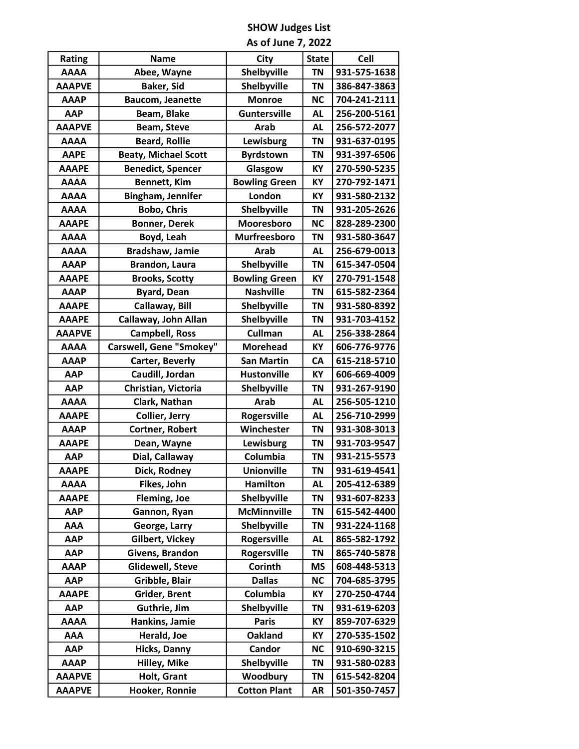# SHOW Judges List

## As of June 7, 2022

| Rating | Name | City | State | Cell |
| --- | --- | --- | --- | --- |
| AAAA | Abee, Wayne | Shelbyville | TN | 931-575-1638 |
| AAAPVE | Baker, Sid | Shelbyville | TN | 386-847-3863 |
| AAAP | Baucom, Jeanette | Monroe | NC | 704-241-2111 |
| AAP | Beam, Blake | Guntersville | AL | 256-200-5161 |
| AAAPVE | Beam, Steve | Arab | AL | 256-572-2077 |
| AAAA | Beard, Rollie | Lewisburg | TN | 931-637-0195 |
| AAPE | Beaty, Michael Scott | Byrdstown | TN | 931-397-6506 |
| AAAPE | Benedict, Spencer | Glasgow | KY | 270-590-5235 |
| AAAA | Bennett, Kim | Bowling Green | KY | 270-792-1471 |
| AAAA | Bingham, Jennifer | London | KY | 931-580-2132 |
| AAAA | Bobo, Chris | Shelbyville | TN | 931-205-2626 |
| AAAPE | Bonner, Derek | Mooresboro | NC | 828-289-2300 |
| AAAA | Boyd, Leah | Murfreesboro | TN | 931-580-3647 |
| AAAA | Bradshaw, Jamie | Arab | AL | 256-679-0013 |
| AAAP | Brandon, Laura | Shelbyville | TN | 615-347-0504 |
| AAAPE | Brooks, Scotty | Bowling Green | KY | 270-791-1548 |
| AAAP | Byard, Dean | Nashville | TN | 615-582-2364 |
| AAAPE | Callaway, Bill | Shelbyville | TN | 931-580-8392 |
| AAAPE | Callaway, John Allan | Shelbyville | TN | 931-703-4152 |
| AAAPVE | Campbell, Ross | Cullman | AL | 256-338-2864 |
| AAAA | Carswell, Gene "Smokey" | Morehead | KY | 606-776-9776 |
| AAAP | Carter, Beverly | San Martin | CA | 615-218-5710 |
| AAP | Caudill, Jordan | Hustonville | KY | 606-669-4009 |
| AAP | Christian, Victoria | Shelbyville | TN | 931-267-9190 |
| AAAA | Clark, Nathan | Arab | AL | 256-505-1210 |
| AAAPE | Collier, Jerry | Rogersville | AL | 256-710-2999 |
| AAAP | Cortner, Robert | Winchester | TN | 931-308-3013 |
| AAAPE | Dean, Wayne | Lewisburg | TN | 931-703-9547 |
| AAP | Dial, Callaway | Columbia | TN | 931-215-5573 |
| AAAPE | Dick, Rodney | Unionville | TN | 931-619-4541 |
| AAAA | Fikes, John | Hamilton | AL | 205-412-6389 |
| AAAPE | Fleming, Joe | Shelbyville | TN | 931-607-8233 |
| AAP | Gannon, Ryan | McMinnville | TN | 615-542-4400 |
| AAA | George, Larry | Shelbyville | TN | 931-224-1168 |
| AAP | Gilbert, Vickey | Rogersville | AL | 865-582-1792 |
| AAP | Givens, Brandon | Rogersville | TN | 865-740-5878 |
| AAAP | Glidewell, Steve | Corinth | MS | 608-448-5313 |
| AAP | Gribble, Blair | Dallas | NC | 704-685-3795 |
| AAAPE | Grider, Brent | Columbia | KY | 270-250-4744 |
| AAP | Guthrie, Jim | Shelbyville | TN | 931-619-6203 |
| AAAA | Hankins, Jamie | Paris | KY | 859-707-6329 |
| AAA | Herald, Joe | Oakland | KY | 270-535-1502 |
| AAP | Hicks, Danny | Candor | NC | 910-690-3215 |
| AAAP | Hilley, Mike | Shelbyville | TN | 931-580-0283 |
| AAAPVE | Holt, Grant | Woodbury | TN | 615-542-8204 |
| AAAPVE | Hooker, Ronnie | Cotton Plant | AR | 501-350-7457 |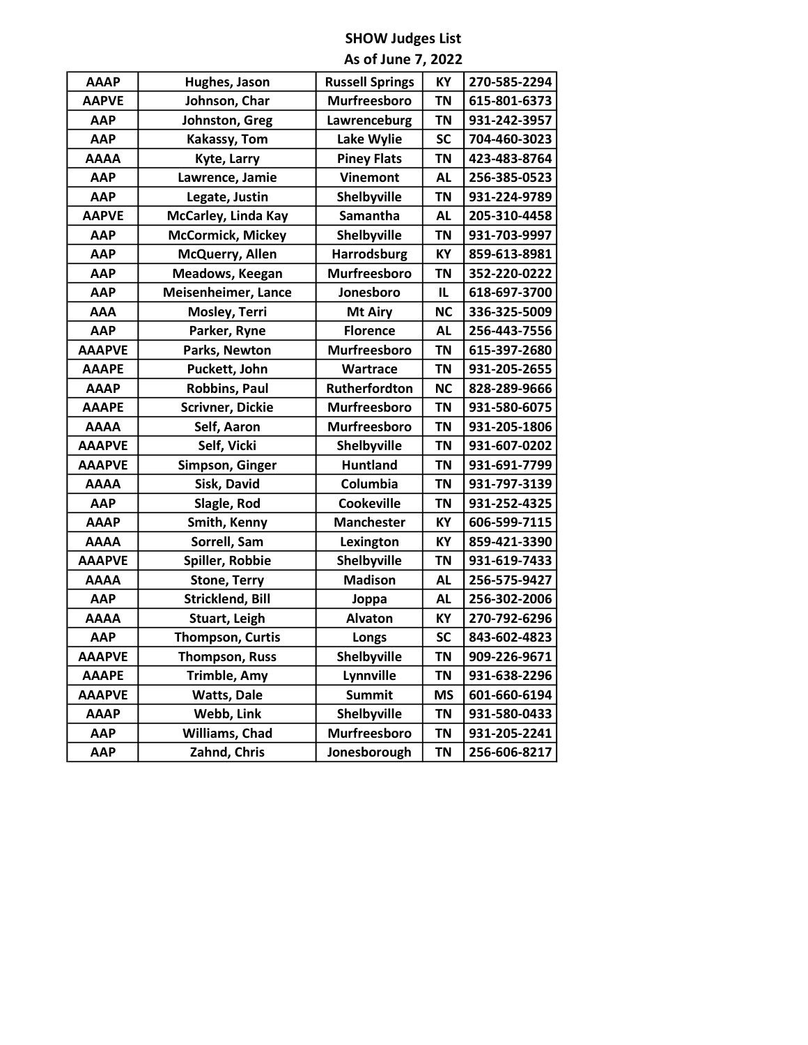**SHOW Judges List**

**As of June 7, 2022**

| | | | | |
|---|---|---|---|---|
| AAAP | Hughes, Jason | Russell Springs | KY | 270-585-2294 |
| AAPVE | Johnson, Char | Murfreesboro | TN | 615-801-6373 |
| AAP | Johnston, Greg | Lawrenceburg | TN | 931-242-3957 |
| AAP | Kakassy, Tom | Lake Wylie | SC | 704-460-3023 |
| AAAA | Kyte, Larry | Piney Flats | TN | 423-483-8764 |
| AAP | Lawrence, Jamie | Vinemont | AL | 256-385-0523 |
| AAP | Legate, Justin | Shelbyville | TN | 931-224-9789 |
| AAPVE | McCarley, Linda Kay | Samantha | AL | 205-310-4458 |
| AAP | McCormick, Mickey | Shelbyville | TN | 931-703-9997 |
| AAP | McQuerry, Allen | Harrodsburg | KY | 859-613-8981 |
| AAP | Meadows, Keegan | Murfreesboro | TN | 352-220-0222 |
| AAP | Meisenheimer, Lance | Jonesboro | IL | 618-697-3700 |
| AAA | Mosley, Terri | Mt Airy | NC | 336-325-5009 |
| AAP | Parker, Ryne | Florence | AL | 256-443-7556 |
| AAAPVE | Parks, Newton | Murfreesboro | TN | 615-397-2680 |
| AAAPE | Puckett, John | Wartrace | TN | 931-205-2655 |
| AAAP | Robbins, Paul | Rutherfordton | NC | 828-289-9666 |
| AAAPE | Scrivner, Dickie | Murfreesboro | TN | 931-580-6075 |
| AAAA | Self, Aaron | Murfreesboro | TN | 931-205-1806 |
| AAAPVE | Self, Vicki | Shelbyville | TN | 931-607-0202 |
| AAAPVE | Simpson, Ginger | Huntland | TN | 931-691-7799 |
| AAAA | Sisk, David | Columbia | TN | 931-797-3139 |
| AAP | Slagle, Rod | Cookeville | TN | 931-252-4325 |
| AAAP | Smith, Kenny | Manchester | KY | 606-599-7115 |
| AAAA | Sorrell, Sam | Lexington | KY | 859-421-3390 |
| AAAPVE | Spiller, Robbie | Shelbyville | TN | 931-619-7433 |
| AAAA | Stone, Terry | Madison | AL | 256-575-9427 |
| AAP | Stricklend, Bill | Joppa | AL | 256-302-2006 |
| AAAA | Stuart, Leigh | Alvaton | KY | 270-792-6296 |
| AAP | Thompson, Curtis | Longs | SC | 843-602-4823 |
| AAAPVE | Thompson, Russ | Shelbyville | TN | 909-226-9671 |
| AAAPE | Trimble, Amy | Lynnville | TN | 931-638-2296 |
| AAAPVE | Watts, Dale | Summit | MS | 601-660-6194 |
| AAAP | Webb, Link | Shelbyville | TN | 931-580-0433 |
| AAP | Williams, Chad | Murfreesboro | TN | 931-205-2241 |
| AAP | Zahnd, Chris | Jonesborough | TN | 256-606-8217 |